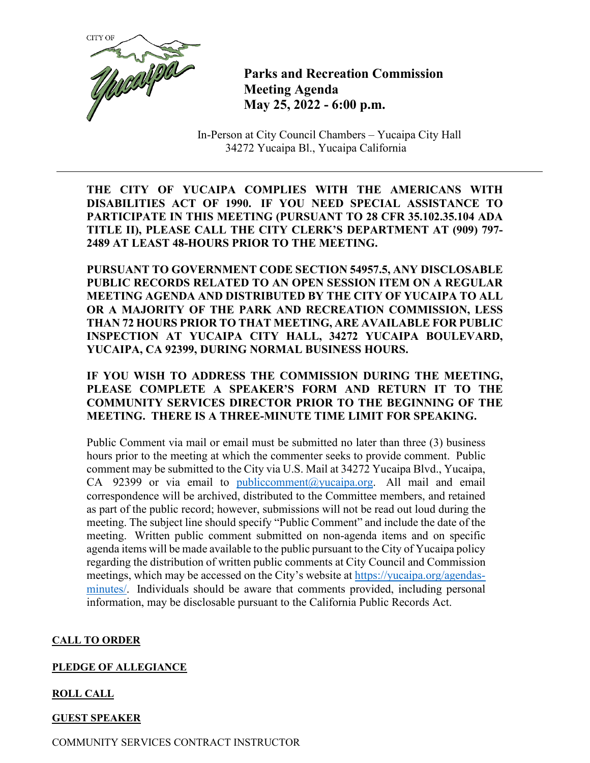CITY OF Yucaipa

# Parks and Recreation Commission Meeting Agenda May 25, 2022 - 6:00 p.m.

In-Person at City Council Chambers – Yucaipa City Hall
34272 Yucaipa Bl., Yucaipa California

---

**THE CITY OF YUCAIPA COMPLIES WITH THE AMERICANS WITH DISABILITIES ACT OF 1990. IF YOU NEED SPECIAL ASSISTANCE TO PARTICIPATE IN THIS MEETING (PURSUANT TO 28 CFR 35.102.35.104 ADA TITLE II), PLEASE CALL THE CITY CLERK'S DEPARTMENT AT (909) 797-2489 AT LEAST 48-HOURS PRIOR TO THE MEETING.**

**PURSUANT TO GOVERNMENT CODE SECTION 54957.5, ANY DISCLOSABLE PUBLIC RECORDS RELATED TO AN OPEN SESSION ITEM ON A REGULAR MEETING AGENDA AND DISTRIBUTED BY THE CITY OF YUCAIPA TO ALL OR A MAJORITY OF THE PARK AND RECREATION COMMISSION, LESS THAN 72 HOURS PRIOR TO THAT MEETING, ARE AVAILABLE FOR PUBLIC INSPECTION AT YUCAIPA CITY HALL, 34272 YUCAIPA BOULEVARD, YUCAIPA, CA 92399, DURING NORMAL BUSINESS HOURS.**

**IF YOU WISH TO ADDRESS THE COMMISSION DURING THE MEETING, PLEASE COMPLETE A SPEAKER'S FORM AND RETURN IT TO THE COMMUNITY SERVICES DIRECTOR PRIOR TO THE BEGINNING OF THE MEETING. THERE IS A THREE-MINUTE TIME LIMIT FOR SPEAKING.**

Public Comment via mail or email must be submitted no later than three (3) business hours prior to the meeting at which the commenter seeks to provide comment. Public comment may be submitted to the City via U.S. Mail at 34272 Yucaipa Blvd., Yucaipa, CA 92399 or via email to publiccomment@yucaipa.org. All mail and email correspondence will be archived, distributed to the Committee members, and retained as part of the public record; however, submissions will not be read out loud during the meeting. The subject line should specify "Public Comment" and include the date of the meeting. Written public comment submitted on non-agenda items and on specific agenda items will be made available to the public pursuant to the City of Yucaipa policy regarding the distribution of written public comments at City Council and Commission meetings, which may be accessed on the City's website at https://yucaipa.org/agendas-minutes/. Individuals should be aware that comments provided, including personal information, may be disclosable pursuant to the California Public Records Act.

**CALL TO ORDER**

**PLEDGE OF ALLEGIANCE**

**ROLL CALL**

**GUEST SPEAKER**

COMMUNITY SERVICES CONTRACT INSTRUCTOR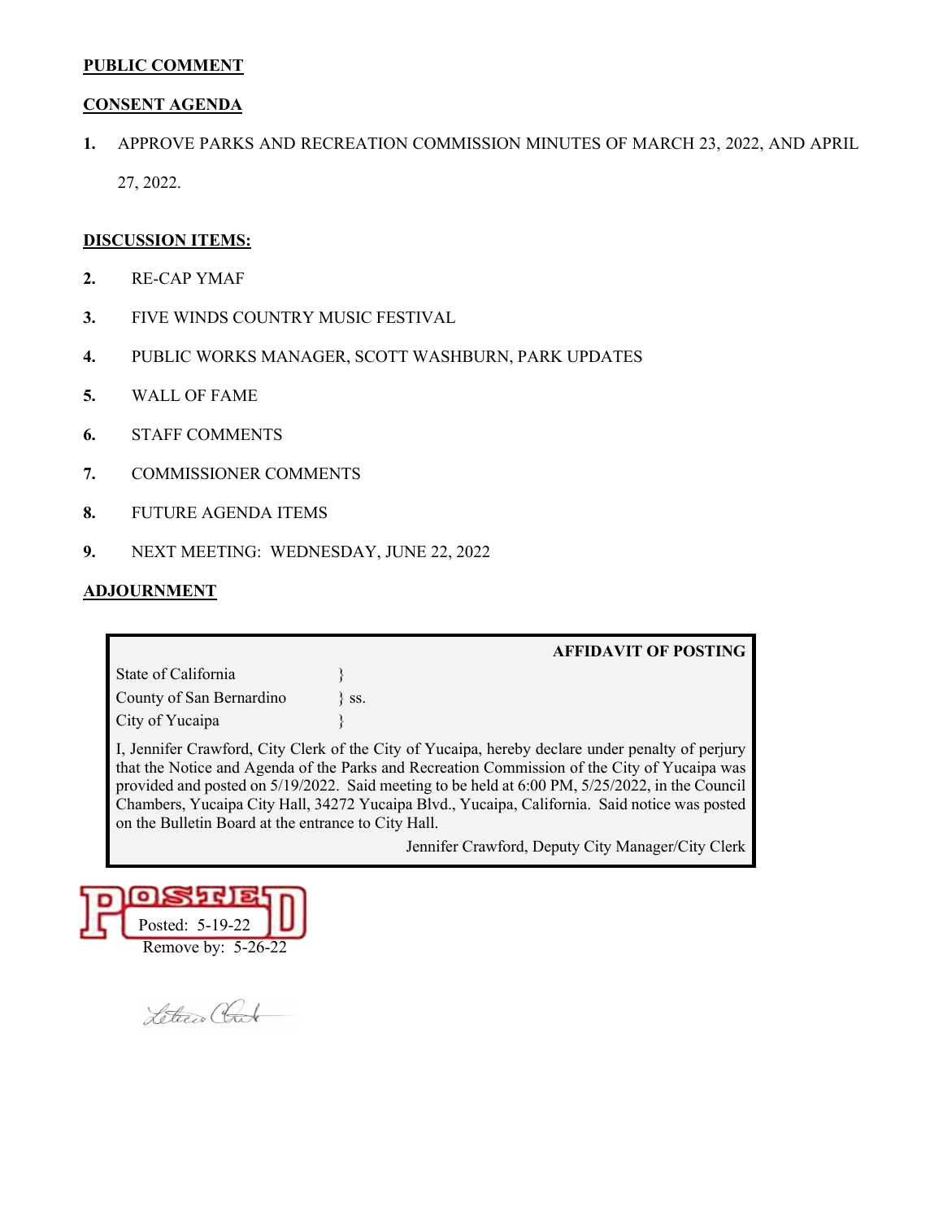**PUBLIC COMMENT**

**CONSENT AGENDA**

**1.** APPROVE PARKS AND RECREATION COMMISSION MINUTES OF MARCH 23, 2022, AND APRIL 27, 2022.

**DISCUSSION ITEMS:**

**2.** RE-CAP YMAF

**3.** FIVE WINDS COUNTRY MUSIC FESTIVAL

**4.** PUBLIC WORKS MANAGER, SCOTT WASHBURN, PARK UPDATES

**5.** WALL OF FAME

**6.** STAFF COMMENTS

**7.** COMMISSIONER COMMENTS

**8.** FUTURE AGENDA ITEMS

**9.** NEXT MEETING: WEDNESDAY, JUNE 22, 2022

**ADJOURNMENT**

**AFFIDAVIT OF POSTING**

State of California }
County of San Bernardino } ss.
City of Yucaipa }

I, Jennifer Crawford, City Clerk of the City of Yucaipa, hereby declare under penalty of perjury that the Notice and Agenda of the Parks and Recreation Commission of the City of Yucaipa was provided and posted on 5/19/2022. Said meeting to be held at 6:00 PM, 5/25/2022, in the Council Chambers, Yucaipa City Hall, 34272 Yucaipa Blvd., Yucaipa, California. Said notice was posted on the Bulletin Board at the entrance to City Hall.

Jennifer Crawford, Deputy City Manager/City Clerk

POSTED
Posted: 5-19-22
Remove by: 5-26-22